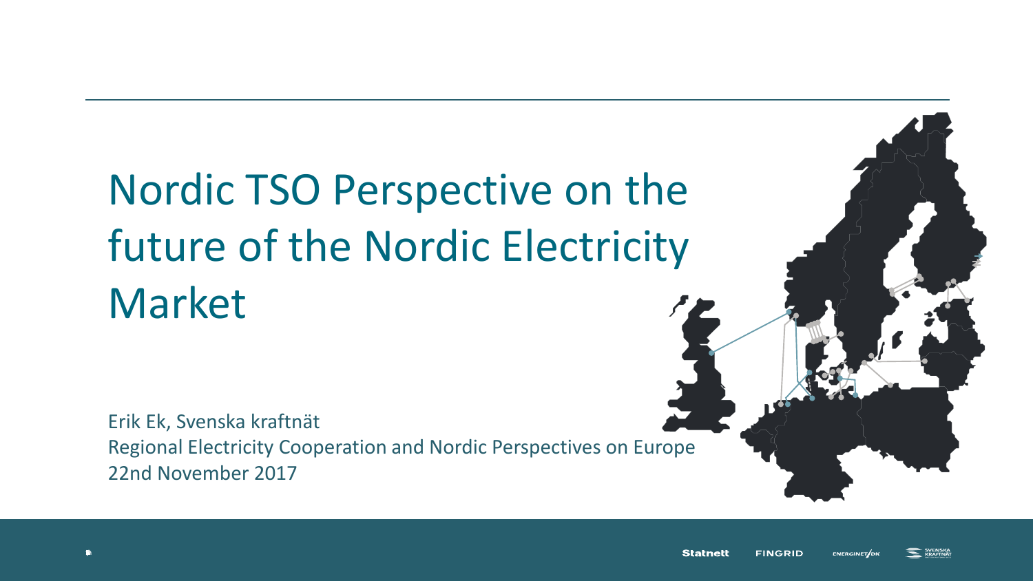# Nordic TSO Perspective on the future of the Nordic Electricity Market

Erik Ek, Svenska kraftnät

Regional Electricity Cooperation and Nordic Perspectives on Europe

22nd November 2017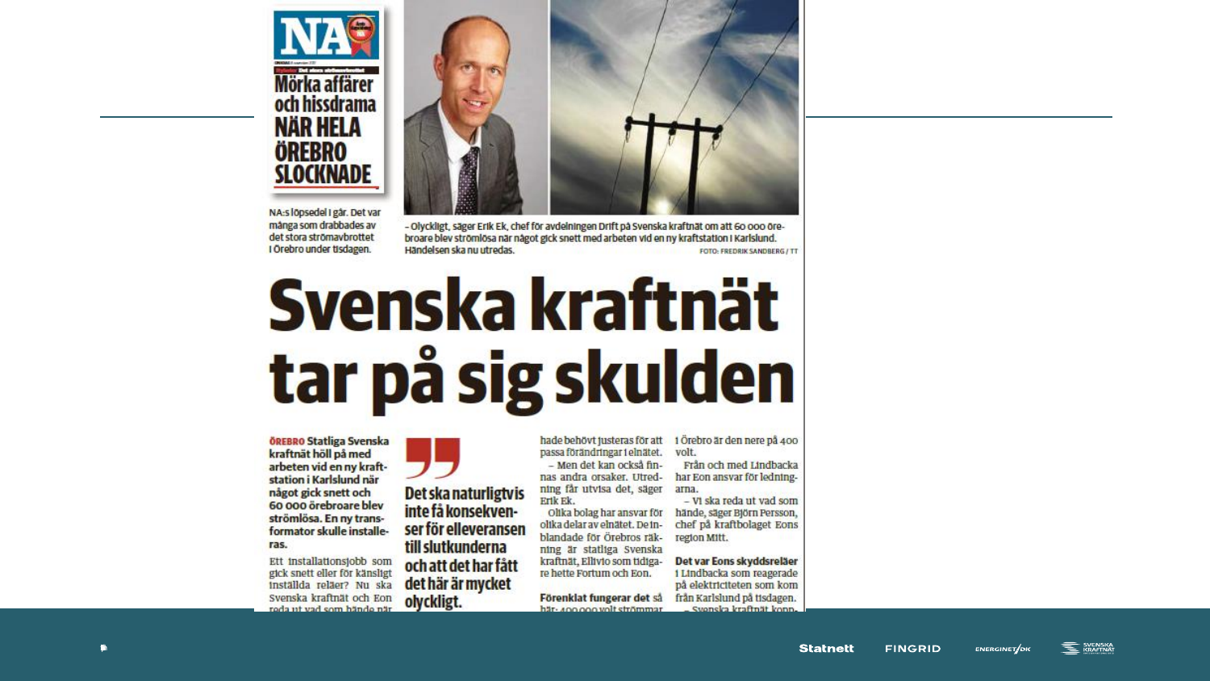Mörka affärer och hissdrama NÄR HELA ÖREBRO SLOCKNADE

NA:s löpsedel i går. Det var många som drabbades av det stora strömavbrottet i Örebro under tisdagen.

– Olyckligt, säger Erik Ek, chef för avdelningen Drift på Svenska kraftnät om att 60 000 örebroare blev strömlösa när något gick snett med arbetet vid en ny kraftstation i Karlslund. Händelsen ska nu utredas.

FOTO: FREDRIK SANDBERG / TT

# Svenska kraftnät tar på sig skulden

**ÖREBRO Statliga Svenska kraftnät höll på med arbeten vid en ny kraftstation i Karlslund när något gick snett och 60 000 örebroare blev strömlösa. En ny transformator skulle installeras.**

Ett installationsjobb som gick snett eller för känsligt inställda reläer? Nu ska Svenska kraftnät och Eon reda ut vad som hände när

> **Det ska naturligtvis inte få konsekvenser för elleveransen till slutkunderna och att det har fått det här är mycket olyckligt.**

hade behövt justeras för att passa förändringar i elnätet.

– Men det kan också finnas andra orsaker. Utredning får utvisa det, säger Erik Ek.

Olika bolag har ansvar för olika delar av elnätet. De inblandade för Örebros räkning är statliga Svenska kraftnät, Ellivio som tidigare hette Fortum och Eon.

**Förenklat fungerar det** så här: 400 000 volt strömmar

i Örebro är den nere på 400 volt.

Från och med Lindbacka har Eon ansvar för ledningarna.

– Vi ska reda ut vad som hände, säger Björn Persson, chef på kraftbolaget Eons region Mitt.

**Det var Eons skyddsreläer** i Lindbacka som reagerade på elektriciteten som kom från Karlslund på tisdagen.

– Svenska kraftnät konn-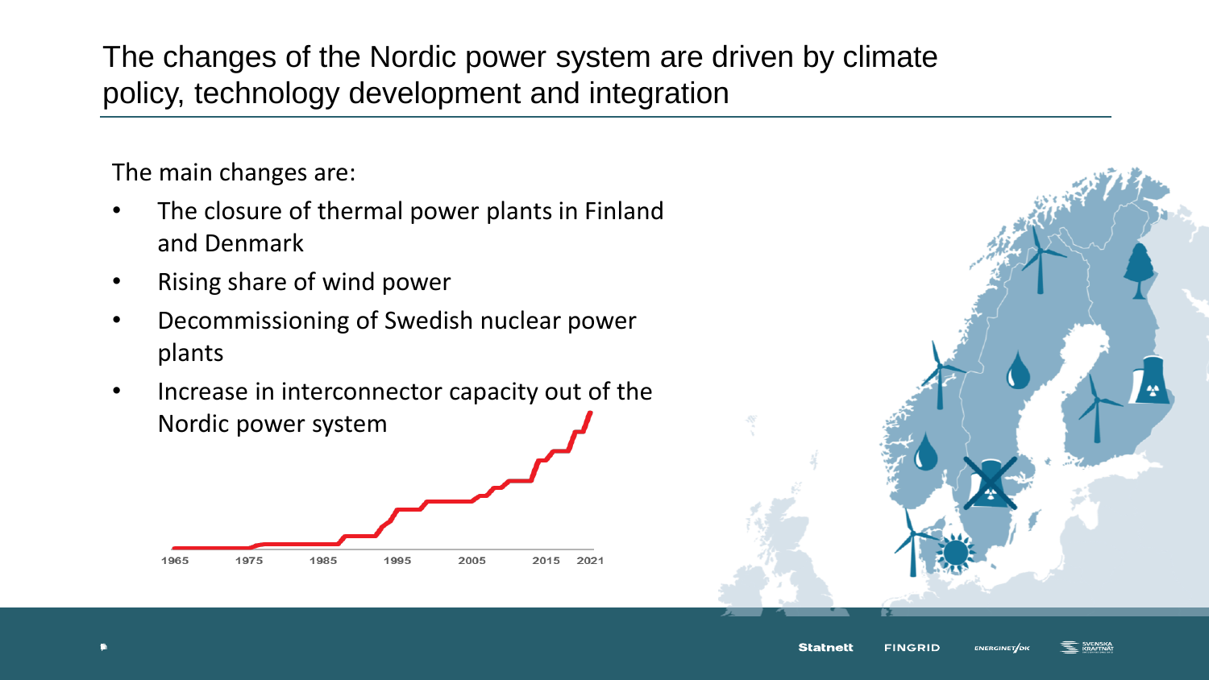# The changes of the Nordic power system are driven by climate policy, technology development and integration

The main changes are:

- The closure of thermal power plants in Finland and Denmark
- Rising share of wind power
- Decommissioning of Swedish nuclear power plants
- Increase in interconnector capacity out of the Nordic power system

1965 1975 1985 1995 2005 2015 2021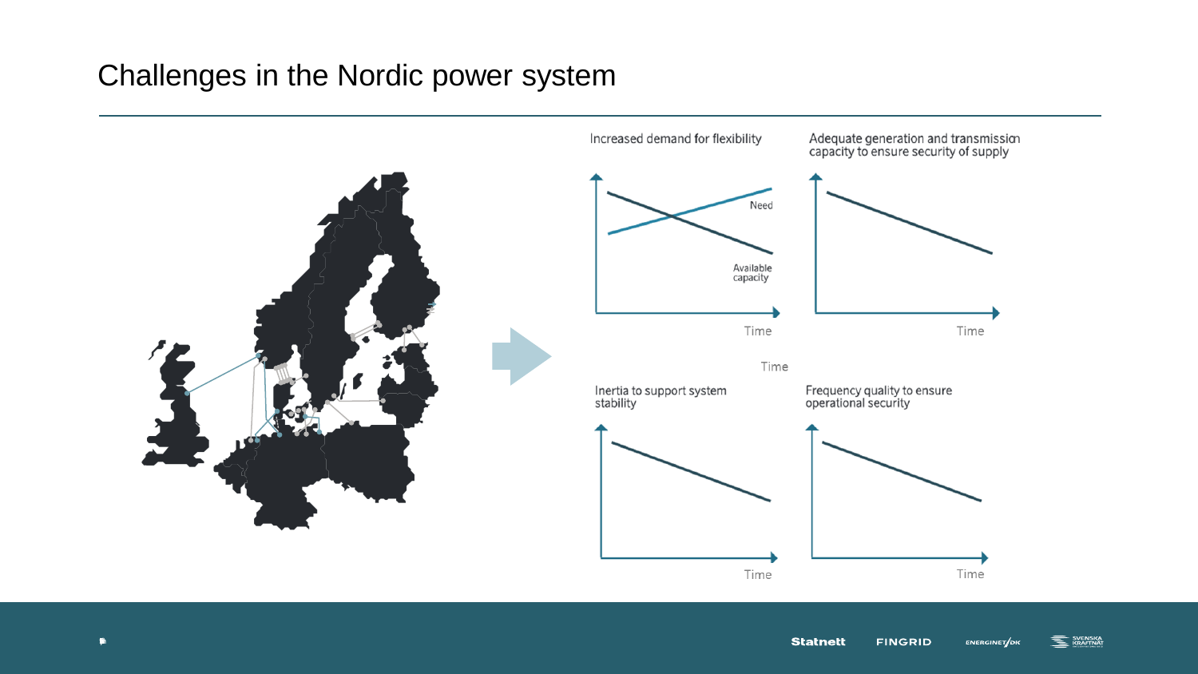# Challenges in the Nordic power system

Increased demand for flexibility

Need

Available capacity

Time

Adequate generation and transmission capacity to ensure security of supply

Time

Time

Inertia to support system stability

Time

Frequency quality to ensure operational security

Time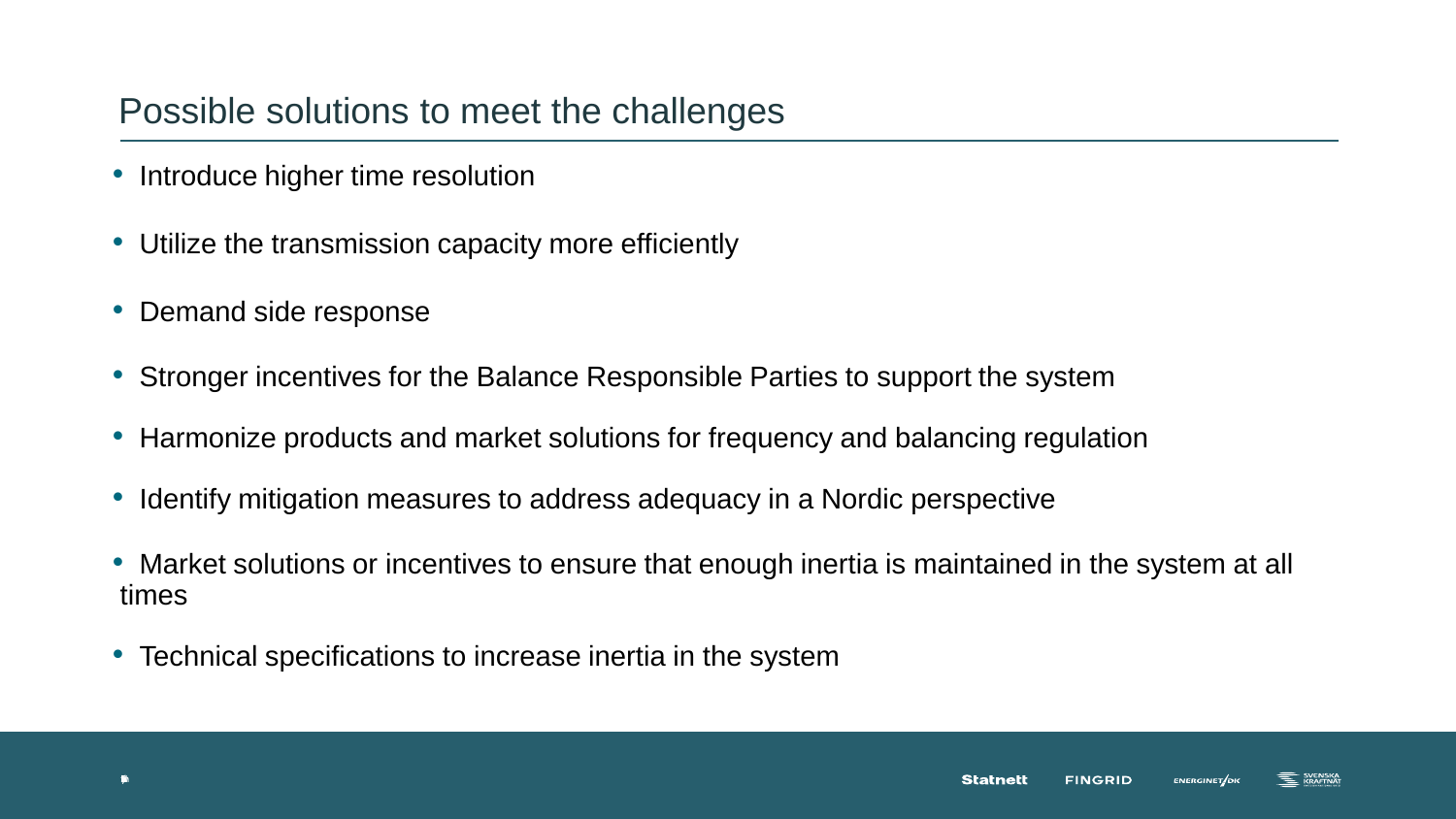# Possible solutions to meet the challenges

- Introduce higher time resolution
- Utilize the transmission capacity more efficiently
- Demand side response
- Stronger incentives for the Balance Responsible Parties to support the system
- Harmonize products and market solutions for frequency and balancing regulation
- Identify mitigation measures to address adequacy in a Nordic perspective
- Market solutions or incentives to ensure that enough inertia is maintained in the system at all times
- Technical specifications to increase inertia in the system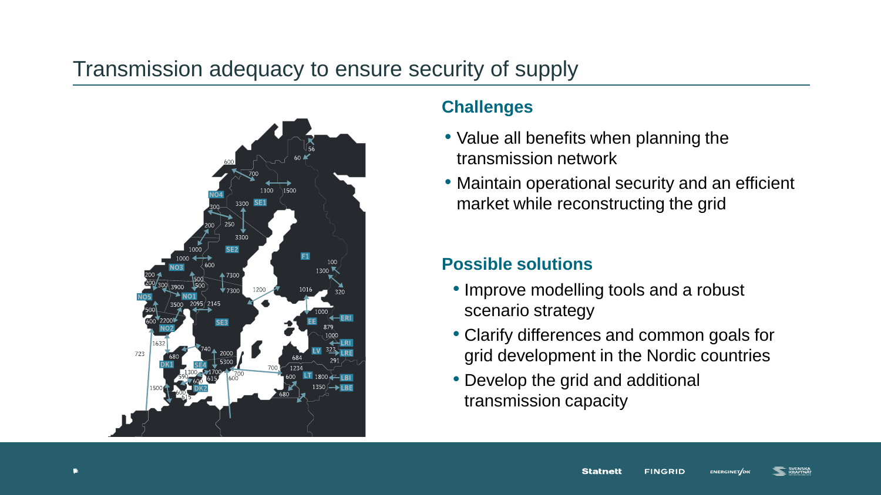# Transmission adequacy to ensure security of supply

## Challenges

- Value all benefits when planning the transmission network
- Maintain operational security and an efficient market while reconstructing the grid

## Possible solutions

- Improve modelling tools and a robust scenario strategy
- Clarify differences and common goals for grid development in the Nordic countries
- Develop the grid and additional transmission capacity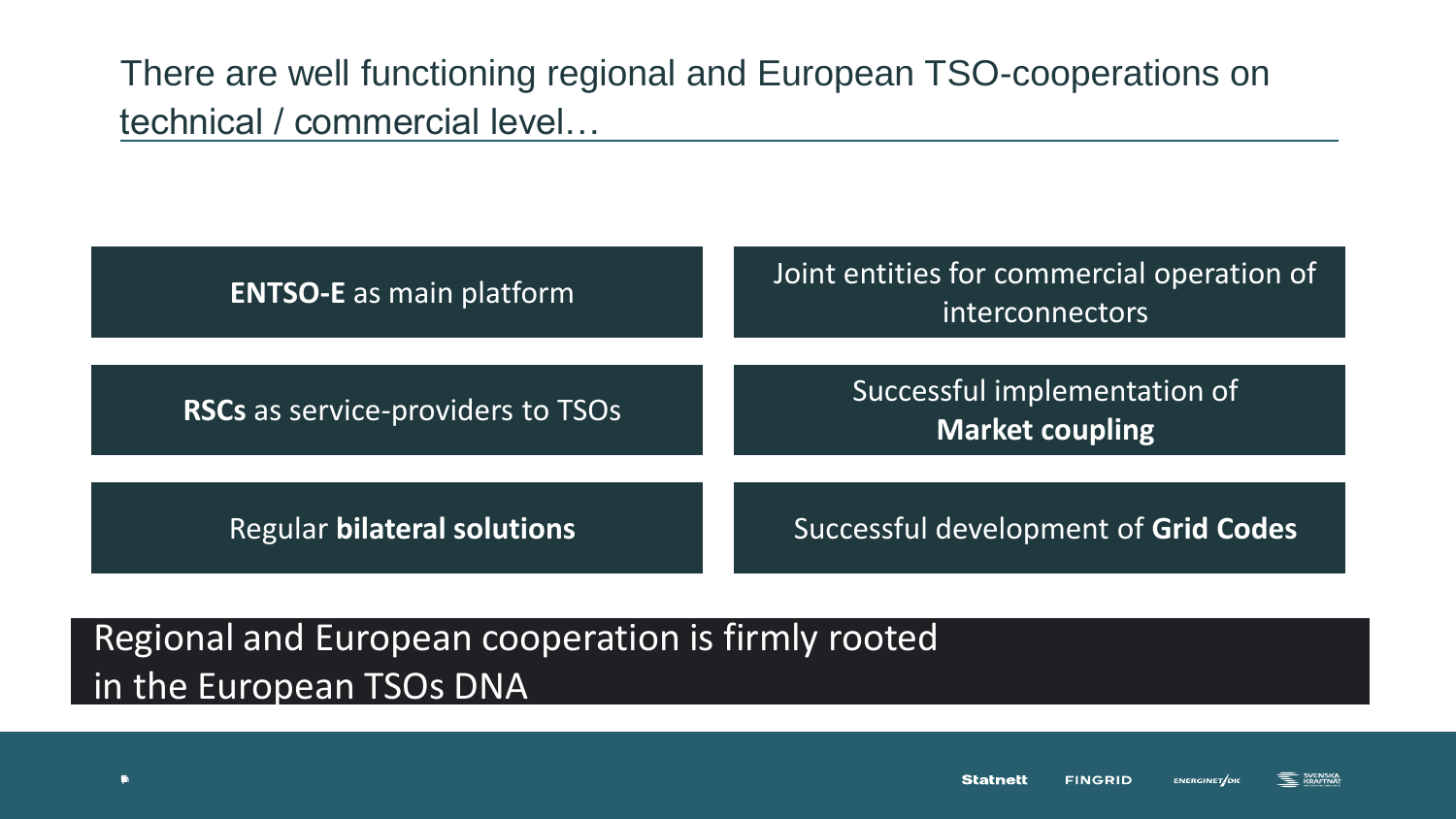# There are well functioning regional and European TSO-cooperations on technical / commercial level…

- **ENTSO-E** as main platform
- Joint entities for commercial operation of interconnectors
- **RSCs** as service-providers to TSOs
- Successful implementation of **Market coupling**
- Regular **bilateral solutions**
- Successful development of **Grid Codes**

Regional and European cooperation is firmly rooted in the European TSOs DNA

Statnett FINGRID ENERGINET/DK SVENSKA KRAFTNÄT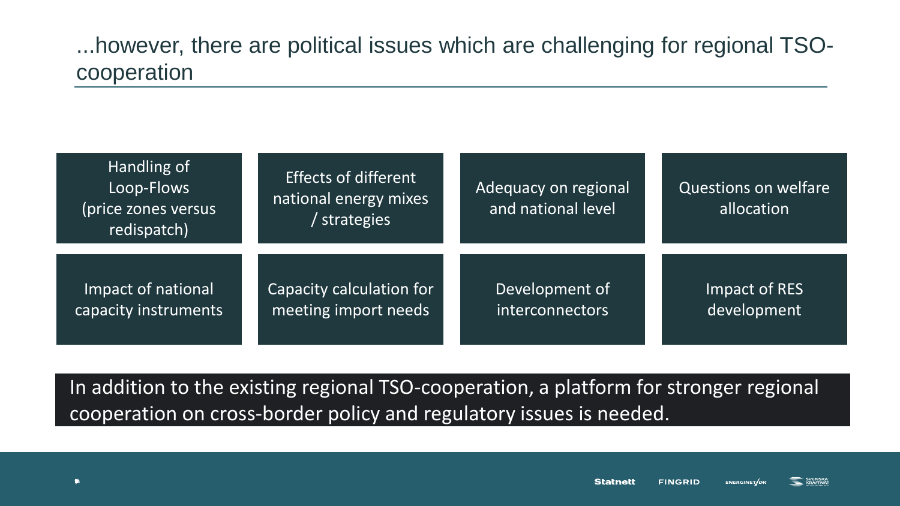# ...however, there are political issues which are challenging for regional TSO-cooperation

- Handling of Loop-Flows (price zones versus redispatch)
- Effects of different national energy mixes / strategies
- Adequacy on regional and national level
- Questions on welfare allocation
- Impact of national capacity instruments
- Capacity calculation for meeting import needs
- Development of interconnectors
- Impact of RES development

In addition to the existing regional TSO-cooperation, a platform for stronger regional cooperation on cross-border policy and regulatory issues is needed.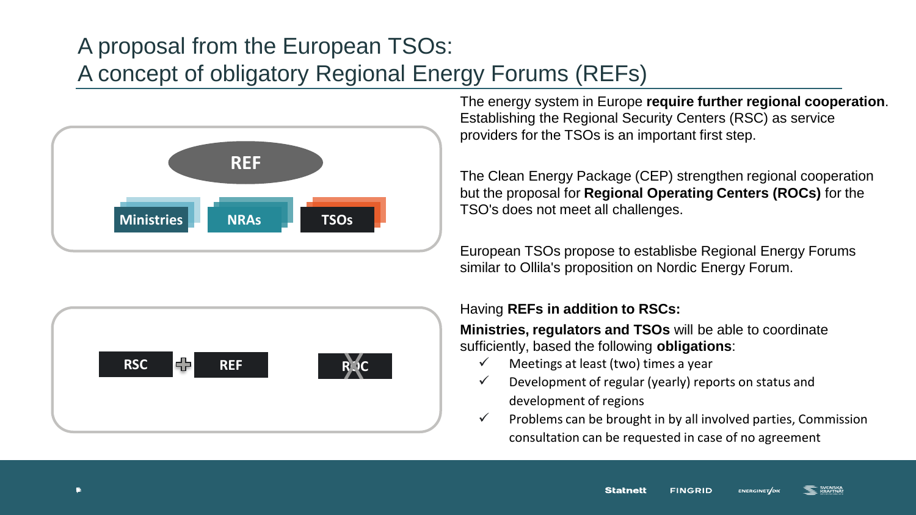# A proposal from the European TSOs: A concept of obligatory Regional Energy Forums (REFs)

REF

Ministries | NRAs | TSOs

RSC + REF | ROC

The energy system in Europe **require further regional cooperation**. Establishing the Regional Security Centers (RSC) as service providers for the TSOs is an important first step.

The Clean Energy Package (CEP) strengthen regional cooperation but the proposal for **Regional Operating Centers (ROCs)** for the TSO's does not meet all challenges.

European TSOs propose to establisbe Regional Energy Forums similar to Ollila's proposition on Nordic Energy Forum.

Having **REFs in addition to RSCs:**

**Ministries, regulators and TSOs** will be able to coordinate sufficiently, based the following **obligations**:

- ✓ Meetings at least (two) times a year
- ✓ Development of regular (yearly) reports on status and development of regions
- ✓ Problems can be brought in by all involved parties, Commission consultation can be requested in case of no agreement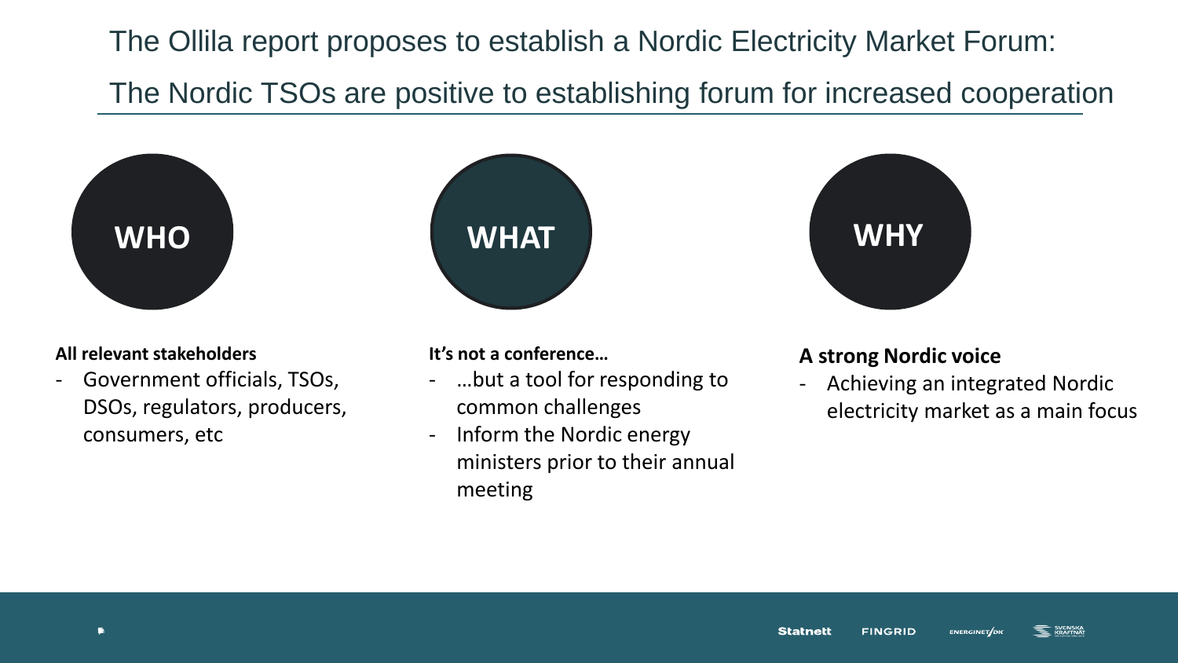# The Ollila report proposes to establish a Nordic Electricity Market Forum:

## The Nordic TSOs are positive to establishing forum for increased cooperation

### WHO

**All relevant stakeholders**

- Government officials, TSOs, DSOs, regulators, producers, consumers, etc

### WHAT

**It's not a conference…**

- …but a tool for responding to common challenges
- Inform the Nordic energy ministers prior to their annual meeting

### WHY

**A strong Nordic voice**

- Achieving an integrated Nordic electricity market as a main focus